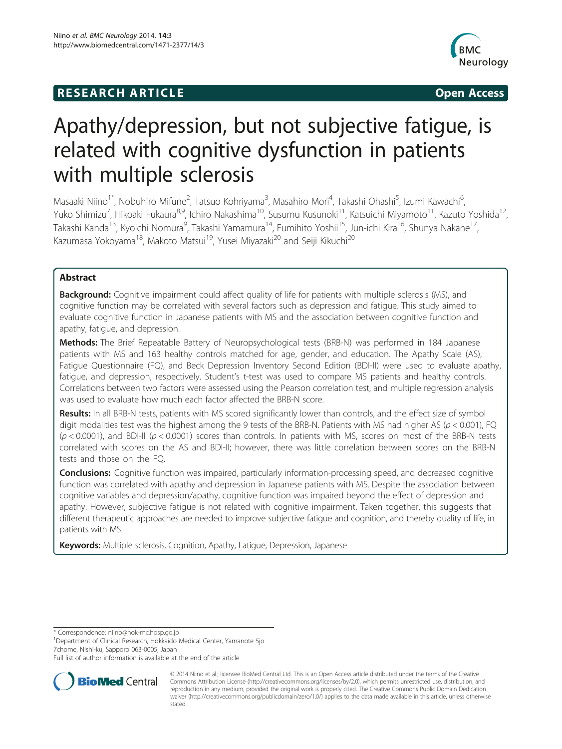**RESEARCH ARTICLE** **Open Access**

# Apathy/depression, but not subjective fatigue, is related with cognitive dysfunction in patients with multiple sclerosis

Masaaki Niino[1*], Nobuhiro Mifune[2], Tatsuo Kohriyama[3], Masahiro Mori[4], Takashi Ohashi[5], Izumi Kawachi[6], Yuko Shimizu[7], Hikoaki Fukaura[8,9], Ichiro Nakashima[10], Susumu Kusunoki[11], Katsuichi Miyamoto[11], Kazuto Yoshida[12], Takashi Kanda[13], Kyoichi Nomura[9], Takashi Yamamura[14], Fumihito Yoshii[15], Jun-ichi Kira[16], Shunya Nakane[17], Kazumasa Yokoyama[18], Makoto Matsui[19], Yusei Miyazaki[20] and Seiji Kikuchi[20]

## Abstract

**Background:** Cognitive impairment could affect quality of life for patients with multiple sclerosis (MS), and cognitive function may be correlated with several factors such as depression and fatigue. This study aimed to evaluate cognitive function in Japanese patients with MS and the association between cognitive function and apathy, fatigue, and depression.

**Methods:** The Brief Repeatable Battery of Neuropsychological tests (BRB-N) was performed in 184 Japanese patients with MS and 163 healthy controls matched for age, gender, and education. The Apathy Scale (AS), Fatigue Questionnaire (FQ), and Beck Depression Inventory Second Edition (BDI-II) were used to evaluate apathy, fatigue, and depression, respectively. Student's t-test was used to compare MS patients and healthy controls. Correlations between two factors were assessed using the Pearson correlation test, and multiple regression analysis was used to evaluate how much each factor affected the BRB-N score.

**Results:** In all BRB-N tests, patients with MS scored significantly lower than controls, and the effect size of symbol digit modalities test was the highest among the 9 tests of the BRB-N. Patients with MS had higher AS ($p < 0.001$), FQ ($p < 0.0001$), and BDI-II ($p < 0.0001$) scores than controls. In patients with MS, scores on most of the BRB-N tests correlated with scores on the AS and BDI-II; however, there was little correlation between scores on the BRB-N tests and those on the FQ.

**Conclusions:** Cognitive function was impaired, particularly information-processing speed, and decreased cognitive function was correlated with apathy and depression in Japanese patients with MS. Despite the association between cognitive variables and depression/apathy, cognitive function was impaired beyond the effect of depression and apathy. However, subjective fatigue is not related with cognitive impairment. Taken together, this suggests that different therapeutic approaches are needed to improve subjective fatigue and cognition, and thereby quality of life, in patients with MS.

**Keywords:** Multiple sclerosis, Cognition, Apathy, Fatigue, Depression, Japanese

\* Correspondence: niino@hok-mc.hosp.go.jp
[1]Department of Clinical Research, Hokkaido Medical Center, Yamanote 5jo 7chome, Nishi-ku, Sapporo 063-0005, Japan
Full list of author information is available at the end of the article

© 2014 Niino et al.; licensee BioMed Central Ltd. This is an Open Access article distributed under the terms of the Creative Commons Attribution License (http://creativecommons.org/licenses/by/2.0), which permits unrestricted use, distribution, and reproduction in any medium, provided the original work is properly cited. The Creative Commons Public Domain Dedication waiver (http://creativecommons.org/publicdomain/zero/1.0/) applies to the data made available in this article, unless otherwise stated.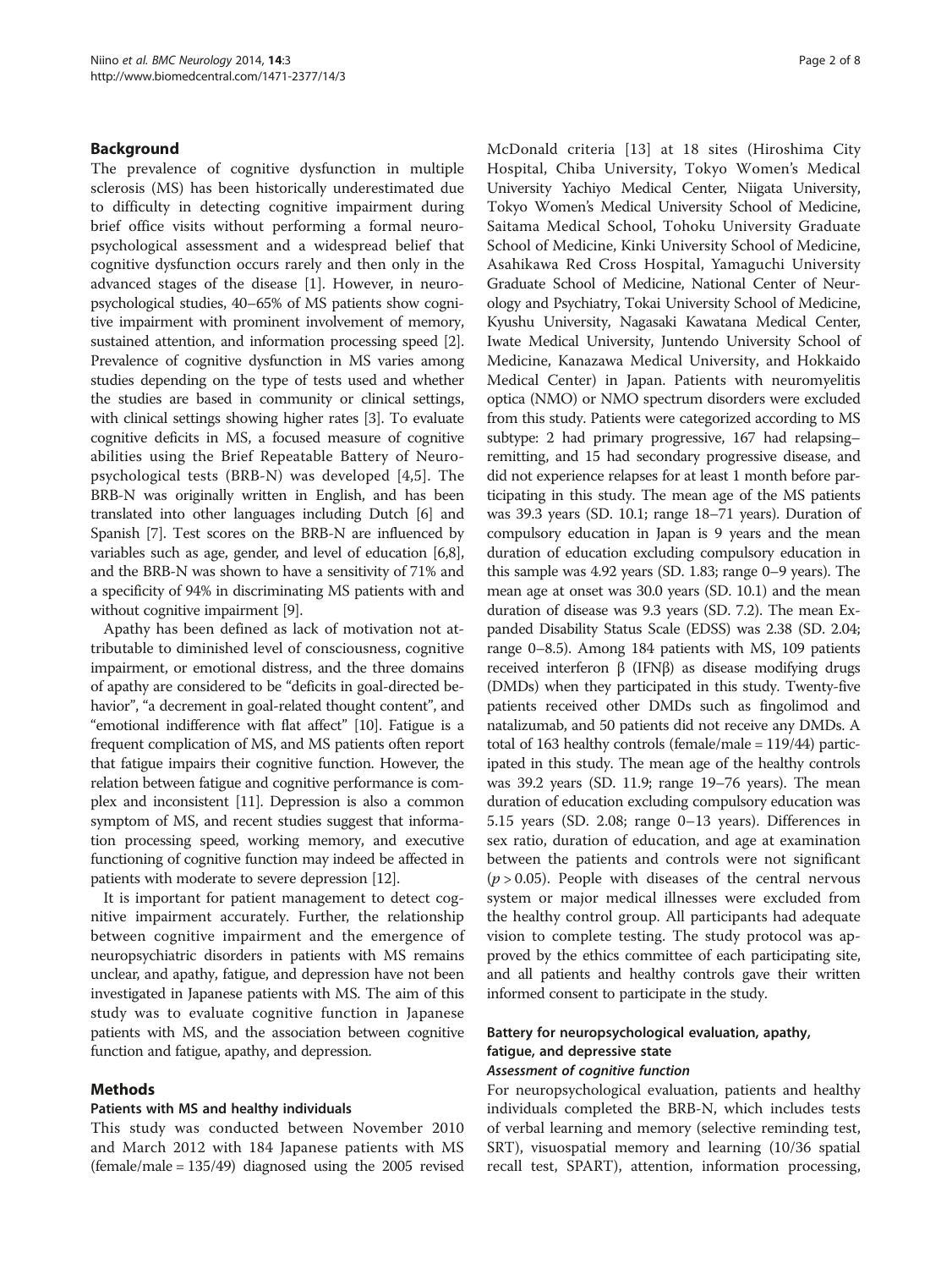## Background

The prevalence of cognitive dysfunction in multiple sclerosis (MS) has been historically underestimated due to difficulty in detecting cognitive impairment during brief office visits without performing a formal neuropsychological assessment and a widespread belief that cognitive dysfunction occurs rarely and then only in the advanced stages of the disease [1]. However, in neuropsychological studies, 40–65% of MS patients show cognitive impairment with prominent involvement of memory, sustained attention, and information processing speed [2]. Prevalence of cognitive dysfunction in MS varies among studies depending on the type of tests used and whether the studies are based in community or clinical settings, with clinical settings showing higher rates [3]. To evaluate cognitive deficits in MS, a focused measure of cognitive abilities using the Brief Repeatable Battery of Neuropsychological tests (BRB-N) was developed [4,5]. The BRB-N was originally written in English, and has been translated into other languages including Dutch [6] and Spanish [7]. Test scores on the BRB-N are influenced by variables such as age, gender, and level of education [6,8], and the BRB-N was shown to have a sensitivity of 71% and a specificity of 94% in discriminating MS patients with and without cognitive impairment [9].

Apathy has been defined as lack of motivation not attributable to diminished level of consciousness, cognitive impairment, or emotional distress, and the three domains of apathy are considered to be "deficits in goal-directed behavior", "a decrement in goal-related thought content", and "emotional indifference with flat affect" [10]. Fatigue is a frequent complication of MS, and MS patients often report that fatigue impairs their cognitive function. However, the relation between fatigue and cognitive performance is complex and inconsistent [11]. Depression is also a common symptom of MS, and recent studies suggest that information processing speed, working memory, and executive functioning of cognitive function may indeed be affected in patients with moderate to severe depression [12].

It is important for patient management to detect cognitive impairment accurately. Further, the relationship between cognitive impairment and the emergence of neuropsychiatric disorders in patients with MS remains unclear, and apathy, fatigue, and depression have not been investigated in Japanese patients with MS. The aim of this study was to evaluate cognitive function in Japanese patients with MS, and the association between cognitive function and fatigue, apathy, and depression.

## Methods

### Patients with MS and healthy individuals

This study was conducted between November 2010 and March 2012 with 184 Japanese patients with MS (female/male = 135/49) diagnosed using the 2005 revised McDonald criteria [13] at 18 sites (Hiroshima City Hospital, Chiba University, Tokyo Women's Medical University Yachiyo Medical Center, Niigata University, Tokyo Women's Medical University School of Medicine, Saitama Medical School, Tohoku University Graduate School of Medicine, Kinki University School of Medicine, Asahikawa Red Cross Hospital, Yamaguchi University Graduate School of Medicine, National Center of Neurology and Psychiatry, Tokai University School of Medicine, Kyushu University, Nagasaki Kawatana Medical Center, Iwate Medical University, Juntendo University School of Medicine, Kanazawa Medical University, and Hokkaido Medical Center) in Japan. Patients with neuromyelitis optica (NMO) or NMO spectrum disorders were excluded from this study. Patients were categorized according to MS subtype: 2 had primary progressive, 167 had relapsing–remitting, and 15 had secondary progressive disease, and did not experience relapses for at least 1 month before participating in this study. The mean age of the MS patients was 39.3 years (SD. 10.1; range 18–71 years). Duration of compulsory education in Japan is 9 years and the mean duration of education excluding compulsory education in this sample was 4.92 years (SD. 1.83; range 0–9 years). The mean age at onset was 30.0 years (SD. 10.1) and the mean duration of disease was 9.3 years (SD. 7.2). The mean Expanded Disability Status Scale (EDSS) was 2.38 (SD. 2.04; range 0–8.5). Among 184 patients with MS, 109 patients received interferon β (IFNβ) as disease modifying drugs (DMDs) when they participated in this study. Twenty-five patients received other DMDs such as fingolimod and natalizumab, and 50 patients did not receive any DMDs. A total of 163 healthy controls (female/male = 119/44) participated in this study. The mean age of the healthy controls was 39.2 years (SD. 11.9; range 19–76 years). The mean duration of education excluding compulsory education was 5.15 years (SD. 2.08; range 0–13 years). Differences in sex ratio, duration of education, and age at examination between the patients and controls were not significant ($p > 0.05$). People with diseases of the central nervous system or major medical illnesses were excluded from the healthy control group. All participants had adequate vision to complete testing. The study protocol was approved by the ethics committee of each participating site, and all patients and healthy controls gave their written informed consent to participate in the study.

### Battery for neuropsychological evaluation, apathy, fatigue, and depressive state

#### *Assessment of cognitive function*

For neuropsychological evaluation, patients and healthy individuals completed the BRB-N, which includes tests of verbal learning and memory (selective reminding test, SRT), visuospatial memory and learning (10/36 spatial recall test, SPART), attention, information processing,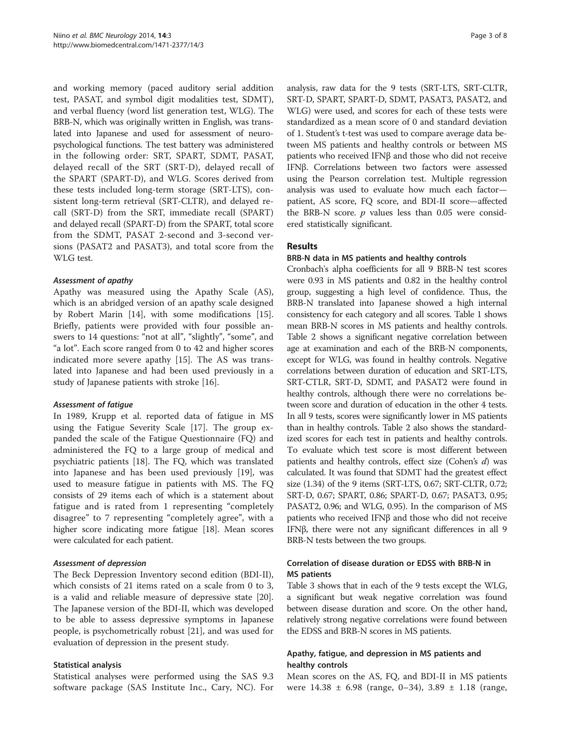and working memory (paced auditory serial addition test, PASAT, and symbol digit modalities test, SDMT), and verbal fluency (word list generation test, WLG). The BRB-N, which was originally written in English, was translated into Japanese and used for assessment of neuropsychological functions. The test battery was administered in the following order: SRT, SPART, SDMT, PASAT, delayed recall of the SRT (SRT-D), delayed recall of the SPART (SPART-D), and WLG. Scores derived from these tests included long-term storage (SRT-LTS), consistent long-term retrieval (SRT-CLTR), and delayed recall (SRT-D) from the SRT, immediate recall (SPART) and delayed recall (SPART-D) from the SPART, total score from the SDMT, PASAT 2-second and 3-second versions (PASAT2 and PASAT3), and total score from the WLG test.

#### *Assessment of apathy*

Apathy was measured using the Apathy Scale (AS), which is an abridged version of an apathy scale designed by Robert Marin [14], with some modifications [15]. Briefly, patients were provided with four possible answers to 14 questions: "not at all", "slightly", "some", and "a lot". Each score ranged from 0 to 42 and higher scores indicated more severe apathy [15]. The AS was translated into Japanese and had been used previously in a study of Japanese patients with stroke [16].

#### *Assessment of fatigue*

In 1989, Krupp et al. reported data of fatigue in MS using the Fatigue Severity Scale [17]. The group expanded the scale of the Fatigue Questionnaire (FQ) and administered the FQ to a large group of medical and psychiatric patients [18]. The FQ, which was translated into Japanese and has been used previously [19], was used to measure fatigue in patients with MS. The FQ consists of 29 items each of which is a statement about fatigue and is rated from 1 representing "completely disagree" to 7 representing "completely agree", with a higher score indicating more fatigue [18]. Mean scores were calculated for each patient.

#### *Assessment of depression*

The Beck Depression Inventory second edition (BDI-II), which consists of 21 items rated on a scale from 0 to 3, is a valid and reliable measure of depressive state [20]. The Japanese version of the BDI-II, which was developed to be able to assess depressive symptoms in Japanese people, is psychometrically robust [21], and was used for evaluation of depression in the present study.

### Statistical analysis

Statistical analyses were performed using the SAS 9.3 software package (SAS Institute Inc., Cary, NC). For analysis, raw data for the 9 tests (SRT-LTS, SRT-CLTR, SRT-D, SPART, SPART-D, SDMT, PASAT3, PASAT2, and WLG) were used, and scores for each of these tests were standardized as a mean score of 0 and standard deviation of 1. Student's t-test was used to compare average data between MS patients and healthy controls or between MS patients who received IFNβ and those who did not receive IFNβ. Correlations between two factors were assessed using the Pearson correlation test. Multiple regression analysis was used to evaluate how much each factor—patient, AS score, FQ score, and BDI-II score—affected the BRB-N score. $p$ values less than 0.05 were considered statistically significant.

## Results

### BRB-N data in MS patients and healthy controls

Cronbach's alpha coefficients for all 9 BRB-N test scores were 0.93 in MS patients and 0.82 in the healthy control group, suggesting a high level of confidence. Thus, the BRB-N translated into Japanese showed a high internal consistency for each category and all scores. Table 1 shows mean BRB-N scores in MS patients and healthy controls. Table 2 shows a significant negative correlation between age at examination and each of the BRB-N components, except for WLG, was found in healthy controls. Negative correlations between duration of education and SRT-LTS, SRT-CTLR, SRT-D, SDMT, and PASAT2 were found in healthy controls, although there were no correlations between score and duration of education in the other 4 tests. In all 9 tests, scores were significantly lower in MS patients than in healthy controls. Table 2 also shows the standardized scores for each test in patients and healthy controls. To evaluate which test score is most different between patients and healthy controls, effect size (Cohen's $d$) was calculated. It was found that SDMT had the greatest effect size (1.34) of the 9 items (SRT-LTS, 0.67; SRT-CLTR, 0.72; SRT-D, 0.67; SPART, 0.86; SPART-D, 0.67; PASAT3, 0.95; PASAT2, 0.96; and WLG, 0.95). In the comparison of MS patients who received IFNβ and those who did not receive IFNβ, there were not any significant differences in all 9 BRB-N tests between the two groups.

### Correlation of disease duration or EDSS with BRB-N in MS patients

Table 3 shows that in each of the 9 tests except the WLG, a significant but weak negative correlation was found between disease duration and score. On the other hand, relatively strong negative correlations were found between the EDSS and BRB-N scores in MS patients.

### Apathy, fatigue, and depression in MS patients and healthy controls

Mean scores on the AS, FQ, and BDI-II in MS patients were 14.38 ± 6.98 (range, 0–34), 3.89 ± 1.18 (range,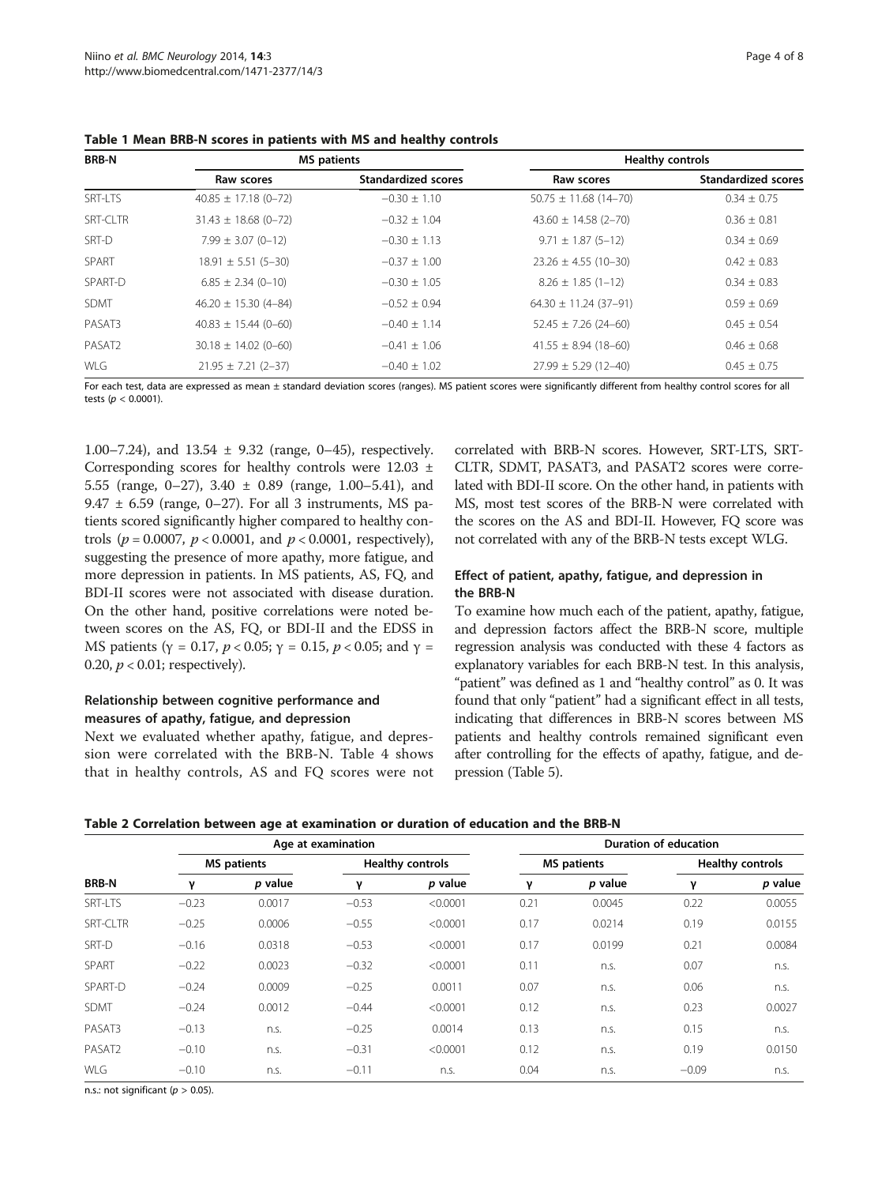**Table 1 Mean BRB-N scores in patients with MS and healthy controls**

| BRB-N | MS patients | | Healthy controls | |
|---|---|---|---|---|
| | Raw scores | Standardized scores | Raw scores | Standardized scores |
| SRT-LTS | 40.85 ± 17.18 (0–72) | −0.30 ± 1.10 | 50.75 ± 11.68 (14–70) | 0.34 ± 0.75 |
| SRT-CLTR | 31.43 ± 18.68 (0–72) | −0.32 ± 1.04 | 43.60 ± 14.58 (2–70) | 0.36 ± 0.81 |
| SRT-D | 7.99 ± 3.07 (0–12) | −0.30 ± 1.13 | 9.71 ± 1.87 (5–12) | 0.34 ± 0.69 |
| SPART | 18.91 ± 5.51 (5–30) | −0.37 ± 1.00 | 23.26 ± 4.55 (10–30) | 0.42 ± 0.83 |
| SPART-D | 6.85 ± 2.34 (0–10) | −0.30 ± 1.05 | 8.26 ± 1.85 (1–12) | 0.34 ± 0.83 |
| SDMT | 46.20 ± 15.30 (4–84) | −0.52 ± 0.94 | 64.30 ± 11.24 (37–91) | 0.59 ± 0.69 |
| PASAT3 | 40.83 ± 15.44 (0–60) | −0.40 ± 1.14 | 52.45 ± 7.26 (24–60) | 0.45 ± 0.54 |
| PASAT2 | 30.18 ± 14.02 (0–60) | −0.41 ± 1.06 | 41.55 ± 8.94 (18–60) | 0.46 ± 0.68 |
| WLG | 21.95 ± 7.21 (2–37) | −0.40 ± 1.02 | 27.99 ± 5.29 (12–40) | 0.45 ± 0.75 |

For each test, data are expressed as mean ± standard deviation scores (ranges). MS patient scores were significantly different from healthy control scores for all tests ($p < 0.0001$).

1.00–7.24), and 13.54 ± 9.32 (range, 0–45), respectively. Corresponding scores for healthy controls were 12.03 ± 5.55 (range, 0–27), 3.40 ± 0.89 (range, 1.00–5.41), and 9.47 ± 6.59 (range, 0–27). For all 3 instruments, MS patients scored significantly higher compared to healthy controls ($p = 0.0007$, $p < 0.0001$, and $p < 0.0001$, respectively), suggesting the presence of more apathy, more fatigue, and more depression in patients. In MS patients, AS, FQ, and BDI-II scores were not associated with disease duration. On the other hand, positive correlations were noted between scores on the AS, FQ, or BDI-II and the EDSS in MS patients ($\gamma = 0.17$, $p < 0.05$; $\gamma = 0.15$, $p < 0.05$; and $\gamma = 0.20$, $p < 0.01$; respectively).

### Relationship between cognitive performance and measures of apathy, fatigue, and depression

Next we evaluated whether apathy, fatigue, and depression were correlated with the BRB-N. Table 4 shows that in healthy controls, AS and FQ scores were not correlated with BRB-N scores. However, SRT-LTS, SRT-CLTR, SDMT, PASAT3, and PASAT2 scores were correlated with BDI-II score. On the other hand, in patients with MS, most test scores of the BRB-N were correlated with the scores on the AS and BDI-II. However, FQ score was not correlated with any of the BRB-N tests except WLG.

### Effect of patient, apathy, fatigue, and depression in the BRB-N

To examine how much each of the patient, apathy, fatigue, and depression factors affect the BRB-N score, multiple regression analysis was conducted with these 4 factors as explanatory variables for each BRB-N test. In this analysis, "patient" was defined as 1 and "healthy control" as 0. It was found that only "patient" had a significant effect in all tests, indicating that differences in BRB-N scores between MS patients and healthy controls remained significant even after controlling for the effects of apathy, fatigue, and depression (Table 5).

**Table 2 Correlation between age at examination or duration of education and the BRB-N**

| | Age at examination | | | | Duration of education | | | |
|---|---|---|---|---|---|---|---|---|
| | MS patients | | Healthy controls | | MS patients | | Healthy controls | |
| BRB-N | γ | *p* value | γ | *p* value | γ | *p* value | γ | *p* value |
| SRT-LTS | −0.23 | 0.0017 | −0.53 | <0.0001 | 0.21 | 0.0045 | 0.22 | 0.0055 |
| SRT-CLTR | −0.25 | 0.0006 | −0.55 | <0.0001 | 0.17 | 0.0214 | 0.19 | 0.0155 |
| SRT-D | −0.16 | 0.0318 | −0.53 | <0.0001 | 0.17 | 0.0199 | 0.21 | 0.0084 |
| SPART | −0.22 | 0.0023 | −0.32 | <0.0001 | 0.11 | n.s. | 0.07 | n.s. |
| SPART-D | −0.24 | 0.0009 | −0.25 | 0.0011 | 0.07 | n.s. | 0.06 | n.s. |
| SDMT | −0.24 | 0.0012 | −0.44 | <0.0001 | 0.12 | n.s. | 0.23 | 0.0027 |
| PASAT3 | −0.13 | n.s. | −0.25 | 0.0014 | 0.13 | n.s. | 0.15 | n.s. |
| PASAT2 | −0.10 | n.s. | −0.31 | <0.0001 | 0.12 | n.s. | 0.19 | 0.0150 |
| WLG | −0.10 | n.s. | −0.11 | n.s. | 0.04 | n.s. | −0.09 | n.s. |

n.s.: not significant ($p > 0.05$).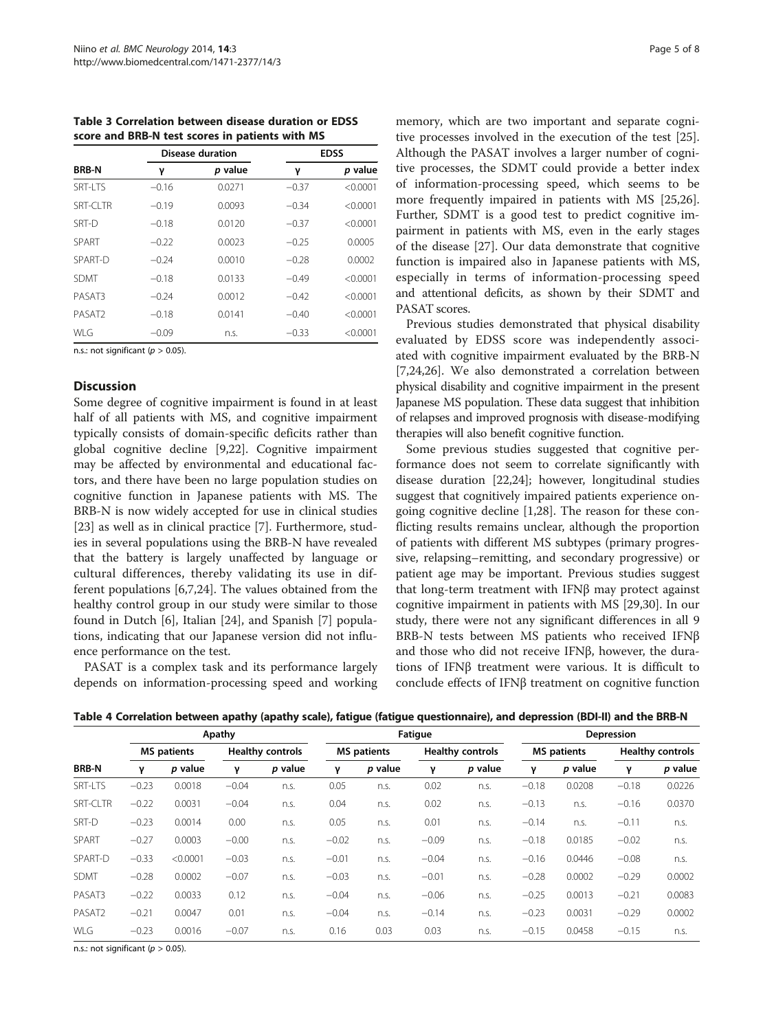**Table 3 Correlation between disease duration or EDSS score and BRB-N test scores in patients with MS**

| | Disease duration | | EDSS | |
|---|---|---|---|---|
| BRB-N | γ | *p* value | γ | *p* value |
| SRT-LTS | −0.16 | 0.0271 | −0.37 | <0.0001 |
| SRT-CLTR | −0.19 | 0.0093 | −0.34 | <0.0001 |
| SRT-D | −0.18 | 0.0120 | −0.37 | <0.0001 |
| SPART | −0.22 | 0.0023 | −0.25 | 0.0005 |
| SPART-D | −0.24 | 0.0010 | −0.28 | 0.0002 |
| SDMT | −0.18 | 0.0133 | −0.49 | <0.0001 |
| PASAT3 | −0.24 | 0.0012 | −0.42 | <0.0001 |
| PASAT2 | −0.18 | 0.0141 | −0.40 | <0.0001 |
| WLG | −0.09 | n.s. | −0.33 | <0.0001 |

n.s.: not significant ($p > 0.05$).

## Discussion

Some degree of cognitive impairment is found in at least half of all patients with MS, and cognitive impairment typically consists of domain-specific deficits rather than global cognitive decline [9,22]. Cognitive impairment may be affected by environmental and educational factors, and there have been no large population studies on cognitive function in Japanese patients with MS. The BRB-N is now widely accepted for use in clinical studies [23] as well as in clinical practice [7]. Furthermore, studies in several populations using the BRB-N have revealed that the battery is largely unaffected by language or cultural differences, thereby validating its use in different populations [6,7,24]. The values obtained from the healthy control group in our study were similar to those found in Dutch [6], Italian [24], and Spanish [7] populations, indicating that our Japanese version did not influence performance on the test.

PASAT is a complex task and its performance largely depends on information-processing speed and working memory, which are two important and separate cognitive processes involved in the execution of the test [25]. Although the PASAT involves a larger number of cognitive processes, the SDMT could provide a better index of information-processing speed, which seems to be more frequently impaired in patients with MS [25,26]. Further, SDMT is a good test to predict cognitive impairment in patients with MS, even in the early stages of the disease [27]. Our data demonstrate that cognitive function is impaired also in Japanese patients with MS, especially in terms of information-processing speed and attentional deficits, as shown by their SDMT and PASAT scores.

Previous studies demonstrated that physical disability evaluated by EDSS score was independently associated with cognitive impairment evaluated by the BRB-N [7,24,26]. We also demonstrated a correlation between physical disability and cognitive impairment in the present Japanese MS population. These data suggest that inhibition of relapses and improved prognosis with disease-modifying therapies will also benefit cognitive function.

Some previous studies suggested that cognitive performance does not seem to correlate significantly with disease duration [22,24]; however, longitudinal studies suggest that cognitively impaired patients experience ongoing cognitive decline [1,28]. The reason for these conflicting results remains unclear, although the proportion of patients with different MS subtypes (primary progressive, relapsing–remitting, and secondary progressive) or patient age may be important. Previous studies suggest that long-term treatment with IFNβ may protect against cognitive impairment in patients with MS [29,30]. In our study, there were not any significant differences in all 9 BRB-N tests between MS patients who received IFNβ and those who did not receive IFNβ, however, the durations of IFNβ treatment were various. It is difficult to conclude effects of IFNβ treatment on cognitive function

**Table 4 Correlation between apathy (apathy scale), fatigue (fatigue questionnaire), and depression (BDI-II) and the BRB-N**

| | Apathy | | | | Fatigue | | | | Depression | | | |
|---|---|---|---|---|---|---|---|---|---|---|---|---|
| | MS patients | | Healthy controls | | MS patients | | Healthy controls | | MS patients | | Healthy controls | |
| BRB-N | γ | *p* value | γ | *p* value | γ | *p* value | γ | *p* value | γ | *p* value | γ | *p* value |
| SRT-LTS | −0.23 | 0.0018 | −0.04 | n.s. | 0.05 | n.s. | 0.02 | n.s. | −0.18 | 0.0208 | −0.18 | 0.0226 |
| SRT-CLTR | −0.22 | 0.0031 | −0.04 | n.s. | 0.04 | n.s. | 0.02 | n.s. | −0.13 | n.s. | −0.16 | 0.0370 |
| SRT-D | −0.23 | 0.0014 | 0.00 | n.s. | 0.05 | n.s. | 0.01 | n.s. | −0.14 | n.s. | −0.11 | n.s. |
| SPART | −0.27 | 0.0003 | −0.00 | n.s. | −0.02 | n.s. | −0.09 | n.s. | −0.18 | 0.0185 | −0.02 | n.s. |
| SPART-D | −0.33 | <0.0001 | −0.03 | n.s. | −0.01 | n.s. | −0.04 | n.s. | −0.16 | 0.0446 | −0.08 | n.s. |
| SDMT | −0.28 | 0.0002 | −0.07 | n.s. | −0.03 | n.s. | −0.01 | n.s. | −0.28 | 0.0002 | −0.29 | 0.0002 |
| PASAT3 | −0.22 | 0.0033 | 0.12 | n.s. | −0.04 | n.s. | −0.06 | n.s. | −0.25 | 0.0013 | −0.21 | 0.0083 |
| PASAT2 | −0.21 | 0.0047 | 0.01 | n.s. | −0.04 | n.s. | −0.14 | n.s. | −0.23 | 0.0031 | −0.29 | 0.0002 |
| WLG | −0.23 | 0.0016 | −0.07 | n.s. | 0.16 | 0.03 | 0.03 | n.s. | −0.15 | 0.0458 | −0.15 | n.s. |

n.s.: not significant ($p > 0.05$).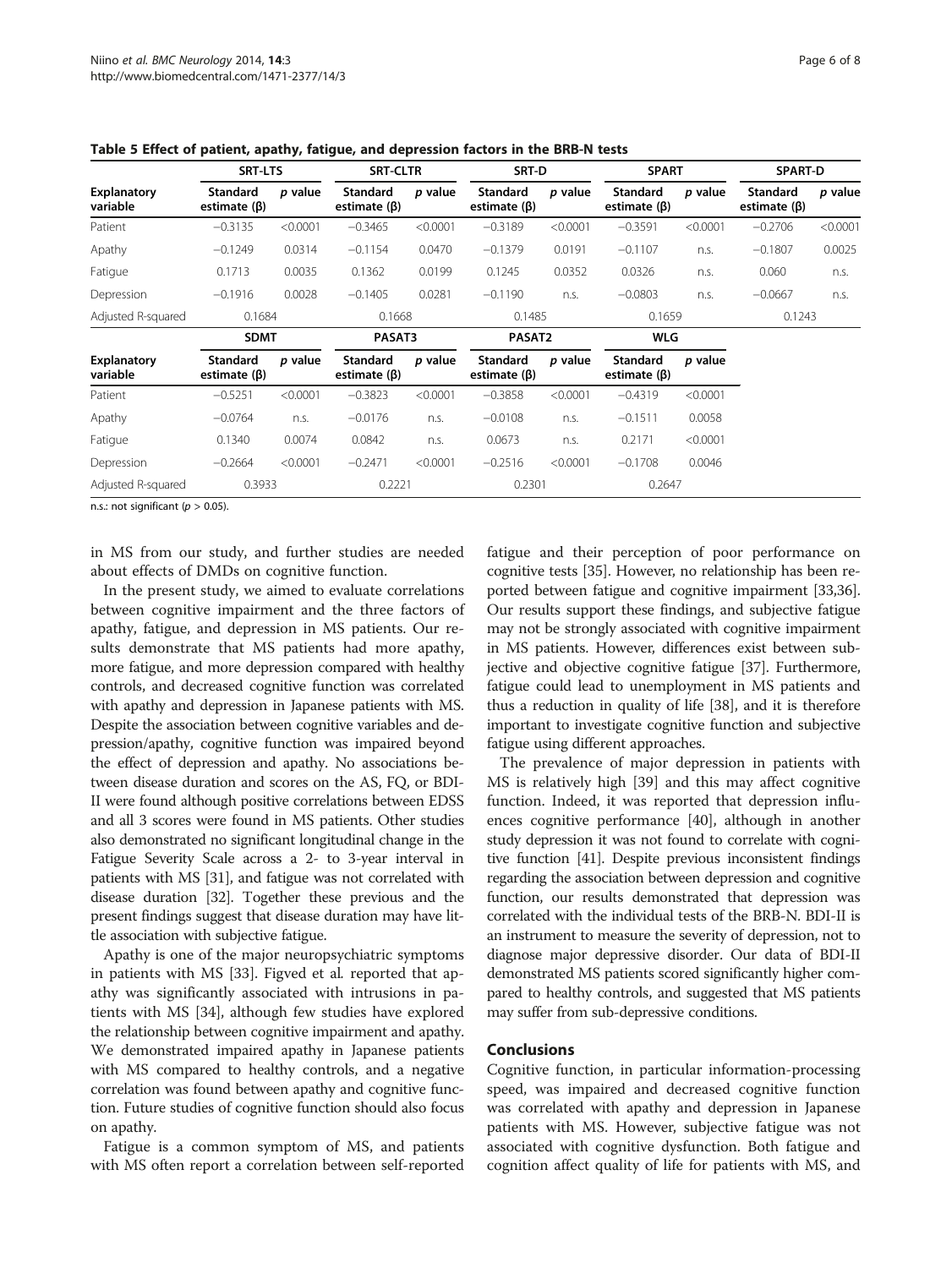**Table 5 Effect of patient, apathy, fatigue, and depression factors in the BRB-N tests**

| | SRT-LTS | | SRT-CLTR | | SRT-D | | SPART | | SPART-D | |
|---|---|---|---|---|---|---|---|---|---|---|
| Explanatory variable | Standard estimate (β) | *p* value | Standard estimate (β) | *p* value | Standard estimate (β) | *p* value | Standard estimate (β) | *p* value | Standard estimate (β) | *p* value |
| Patient | −0.3135 | <0.0001 | −0.3465 | <0.0001 | −0.3189 | <0.0001 | −0.3591 | <0.0001 | −0.2706 | <0.0001 |
| Apathy | −0.1249 | 0.0314 | −0.1154 | 0.0470 | −0.1379 | 0.0191 | −0.1107 | n.s. | −0.1807 | 0.0025 |
| Fatigue | 0.1713 | 0.0035 | 0.1362 | 0.0199 | 0.1245 | 0.0352 | 0.0326 | n.s. | 0.060 | n.s. |
| Depression | −0.1916 | 0.0028 | −0.1405 | 0.0281 | −0.1190 | n.s. | −0.0803 | n.s. | −0.0667 | n.s. |
| Adjusted R-squared | 0.1684 | | 0.1668 | | 0.1485 | | 0.1659 | | 0.1243 | |
| | **SDMT** | | **PASAT3** | | **PASAT2** | | **WLG** | | | |
| Explanatory variable | Standard estimate (β) | *p* value | Standard estimate (β) | *p* value | Standard estimate (β) | *p* value | Standard estimate (β) | *p* value | | |
| Patient | −0.5251 | <0.0001 | −0.3823 | <0.0001 | −0.3858 | <0.0001 | −0.4319 | <0.0001 | | |
| Apathy | −0.0764 | n.s. | −0.0176 | n.s. | −0.0108 | n.s. | −0.1511 | 0.0058 | | |
| Fatigue | 0.1340 | 0.0074 | 0.0842 | n.s. | 0.0673 | n.s. | 0.2171 | <0.0001 | | |
| Depression | −0.2664 | <0.0001 | −0.2471 | <0.0001 | −0.2516 | <0.0001 | −0.1708 | 0.0046 | | |
| Adjusted R-squared | 0.3933 | | 0.2221 | | 0.2301 | | 0.2647 | | | |

n.s.: not significant ($p > 0.05$).

in MS from our study, and further studies are needed about effects of DMDs on cognitive function.

In the present study, we aimed to evaluate correlations between cognitive impairment and the three factors of apathy, fatigue, and depression in MS patients. Our results demonstrate that MS patients had more apathy, more fatigue, and more depression compared with healthy controls, and decreased cognitive function was correlated with apathy and depression in Japanese patients with MS. Despite the association between cognitive variables and depression/apathy, cognitive function was impaired beyond the effect of depression and apathy. No associations between disease duration and scores on the AS, FQ, or BDI-II were found although positive correlations between EDSS and all 3 scores were found in MS patients. Other studies also demonstrated no significant longitudinal change in the Fatigue Severity Scale across a 2- to 3-year interval in patients with MS [31], and fatigue was not correlated with disease duration [32]. Together these previous and the present findings suggest that disease duration may have little association with subjective fatigue.

Apathy is one of the major neuropsychiatric symptoms in patients with MS [33]. Figved et al. reported that apathy was significantly associated with intrusions in patients with MS [34], although few studies have explored the relationship between cognitive impairment and apathy. We demonstrated impaired apathy in Japanese patients with MS compared to healthy controls, and a negative correlation was found between apathy and cognitive function. Future studies of cognitive function should also focus on apathy.

Fatigue is a common symptom of MS, and patients with MS often report a correlation between self-reported fatigue and their perception of poor performance on cognitive tests [35]. However, no relationship has been reported between fatigue and cognitive impairment [33,36]. Our results support these findings, and subjective fatigue may not be strongly associated with cognitive impairment in MS patients. However, differences exist between subjective and objective cognitive fatigue [37]. Furthermore, fatigue could lead to unemployment in MS patients and thus a reduction in quality of life [38], and it is therefore important to investigate cognitive function and subjective fatigue using different approaches.

The prevalence of major depression in patients with MS is relatively high [39] and this may affect cognitive function. Indeed, it was reported that depression influences cognitive performance [40], although in another study depression it was not found to correlate with cognitive function [41]. Despite previous inconsistent findings regarding the association between depression and cognitive function, our results demonstrated that depression was correlated with the individual tests of the BRB-N. BDI-II is an instrument to measure the severity of depression, not to diagnose major depressive disorder. Our data of BDI-II demonstrated MS patients scored significantly higher compared to healthy controls, and suggested that MS patients may suffer from sub-depressive conditions.

## Conclusions

Cognitive function, in particular information-processing speed, was impaired and decreased cognitive function was correlated with apathy and depression in Japanese patients with MS. However, subjective fatigue was not associated with cognitive dysfunction. Both fatigue and cognition affect quality of life for patients with MS, and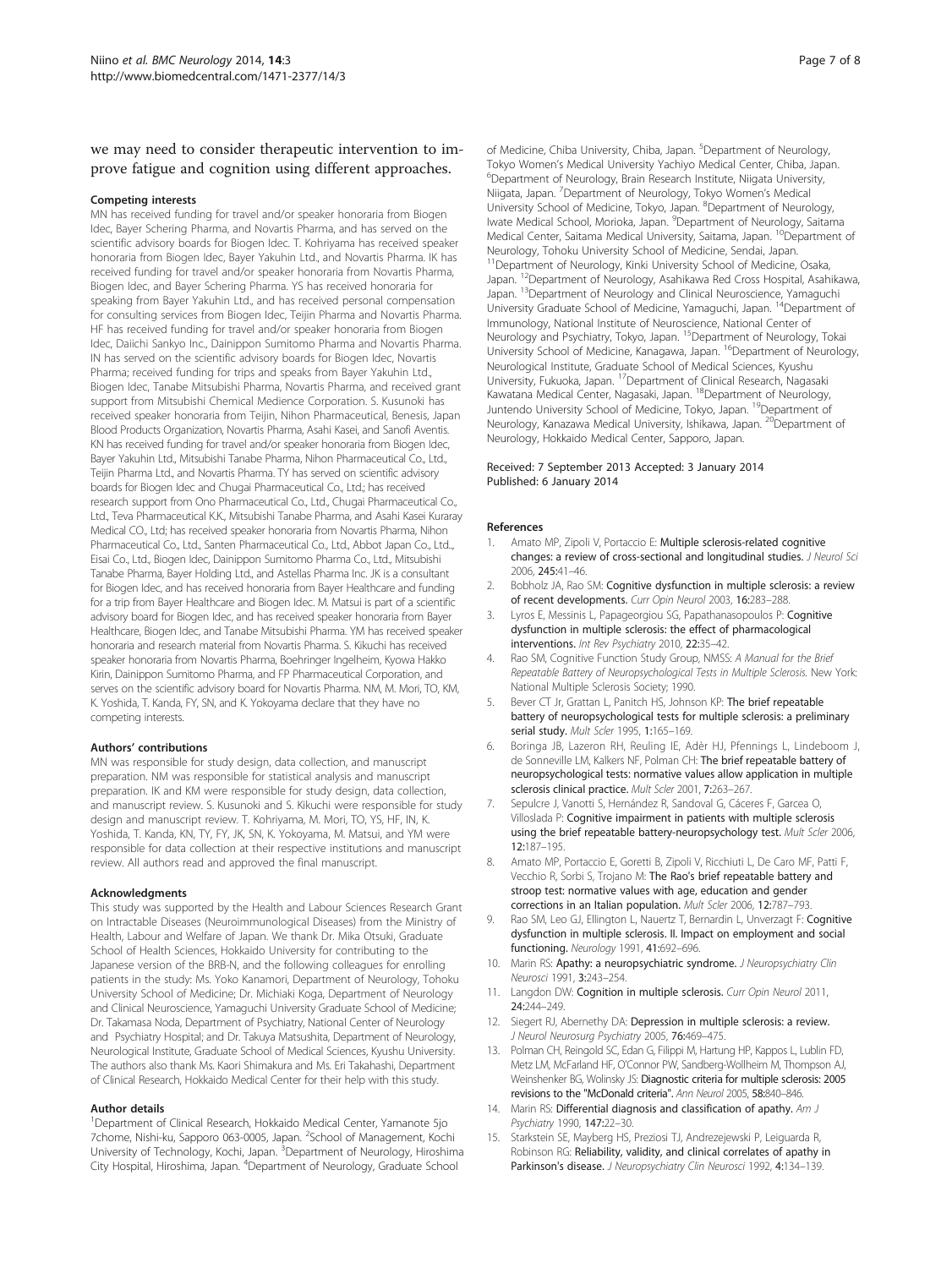we may need to consider therapeutic intervention to improve fatigue and cognition using different approaches.

### Competing interests

MN has received funding for travel and/or speaker honoraria from Biogen Idec, Bayer Schering Pharma, and Novartis Pharma, and has served on the scientific advisory boards for Biogen Idec. T. Kohriyama has received speaker honoraria from Biogen Idec, Bayer Yakuhin Ltd., and Novartis Pharma. IK has received funding for travel and/or speaker honoraria from Novartis Pharma, Biogen Idec, and Bayer Schering Pharma. YS has received honoraria for speaking from Bayer Yakuhin Ltd., and has received personal compensation for consulting services from Biogen Idec, Teijin Pharma and Novartis Pharma. HF has received funding for travel and/or speaker honoraria from Biogen Idec, Daiichi Sankyo Inc., Dainippon Sumitomo Pharma and Novartis Pharma. IN has served on the scientific advisory boards for Biogen Idec, Novartis Pharma; received funding for trips and speaks from Bayer Yakuhin Ltd., Biogen Idec, Tanabe Mitsubishi Pharma, Novartis Pharma, and received grant support from Mitsubishi Chemical Medience Corporation. S. Kusunoki has received speaker honoraria from Teijin, Nihon Pharmaceutical, Benesis, Japan Blood Products Organization, Novartis Pharma, Asahi Kasei, and Sanofi Aventis. KN has received funding for travel and/or speaker honoraria from Biogen Idec, Bayer Yakuhin Ltd., Mitsubishi Tanabe Pharma, Nihon Pharmaceutical Co., Ltd., Teijin Pharma Ltd., and Novartis Pharma. TY has served on scientific advisory boards for Biogen Idec and Chugai Pharmaceutical Co., Ltd.; has received research support from Ono Pharmaceutical Co., Ltd., Chugai Pharmaceutical Co., Ltd., Teva Pharmaceutical K.K., Mitsubishi Tanabe Pharma, and Asahi Kasei Kuraray Medical CO., Ltd; has received speaker honoraria from Novartis Pharma, Nihon Pharmaceutical Co., Ltd., Santen Pharmaceutical Co., Ltd., Abbot Japan Co., Ltd., Eisai Co., Ltd., Biogen Idec, Dainippon Sumitomo Pharma Co., Ltd., Mitsubishi Tanabe Pharma, Bayer Holding Ltd., and Astellas Pharma Inc. JK is a consultant for Biogen Idec, and has received honoraria from Bayer Healthcare and funding for a trip from Bayer Healthcare and Biogen Idec. M. Matsui is part of a scientific advisory board for Biogen Idec, and has received speaker honoraria from Bayer Healthcare, Biogen Idec, and Tanabe Mitsubishi Pharma. YM has received speaker honoraria and research material from Novartis Pharma. S. Kikuchi has received speaker honoraria from Novartis Pharma, Boehringer Ingelheim, Kyowa Hakko Kirin, Dainippon Sumitomo Pharma, and FP Pharmaceutical Corporation, and serves on the scientific advisory board for Novartis Pharma. NM, M. Mori, TO, KM, K. Yoshida, T. Kanda, FY, SN, and K. Yokoyama declare that they have no competing interests.

### Authors' contributions

MN was responsible for study design, data collection, and manuscript preparation. NM was responsible for statistical analysis and manuscript preparation. IK and KM were responsible for study design, data collection, and manuscript review. S. Kusunoki and S. Kikuchi were responsible for study design and manuscript review. T. Kohriyama, M. Mori, TO, YS, HF, IN, K. Yoshida, T. Kanda, KN, TY, FY, JK, SN, K. Yokoyama, M. Matsui, and YM were responsible for data collection at their respective institutions and manuscript review. All authors read and approved the final manuscript.

### Acknowledgments

This study was supported by the Health and Labour Sciences Research Grant on Intractable Diseases (Neuroimmunological Diseases) from the Ministry of Health, Labour and Welfare of Japan. We thank Dr. Mika Otsuki, Graduate School of Health Sciences, Hokkaido University for contributing to the Japanese version of the BRB-N, and the following colleagues for enrolling patients in the study: Ms. Yoko Kanamori, Department of Neurology, Tohoku University School of Medicine; Dr. Michiaki Koga, Department of Neurology and Clinical Neuroscience, Yamaguchi University Graduate School of Medicine; Dr. Takamasa Noda, Department of Psychiatry, National Center of Neurology and Psychiatry Hospital; and Dr. Takuya Matsushita, Department of Neurology, Neurological Institute, Graduate School of Medical Sciences, Kyushu University. The authors also thank Ms. Kaori Shimakura and Ms. Eri Takahashi, Department of Clinical Research, Hokkaido Medical Center for their help with this study.

### Author details

[1]Department of Clinical Research, Hokkaido Medical Center, Yamanote 5jo 7chome, Nishi-ku, Sapporo 063-0005, Japan. [2]School of Management, Kochi University of Technology, Kochi, Japan. [3]Department of Neurology, Hiroshima City Hospital, Hiroshima, Japan. [4]Department of Neurology, Graduate School of Medicine, Chiba University, Chiba, Japan. [5]Department of Neurology, Tokyo Women's Medical University Yachiyo Medical Center, Chiba, Japan. [6]Department of Neurology, Brain Research Institute, Niigata University, Niigata, Japan. [7]Department of Neurology, Tokyo Women's Medical University School of Medicine, Tokyo, Japan. [8]Department of Neurology, Iwate Medical School, Morioka, Japan. [9]Department of Neurology, Saitama Medical Center, Saitama Medical University, Saitama, Japan. [10]Department of Neurology, Tohoku University School of Medicine, Sendai, Japan. [11]Department of Neurology, Kinki University School of Medicine, Osaka, Japan. [12]Department of Neurology, Asahikawa Red Cross Hospital, Asahikawa, Japan. [13]Department of Neurology and Clinical Neuroscience, Yamaguchi University Graduate School of Medicine, Yamaguchi, Japan. [14]Department of Immunology, National Institute of Neuroscience, National Center of Neurology and Psychiatry, Tokyo, Japan. [15]Department of Neurology, Tokai University School of Medicine, Kanagawa, Japan. [16]Department of Neurology, Neurological Institute, Graduate School of Medical Sciences, Kyushu University, Fukuoka, Japan. [17]Department of Clinical Research, Nagasaki Kawatana Medical Center, Nagasaki, Japan. [18]Department of Neurology, Juntendo University School of Medicine, Tokyo, Japan. [19]Department of Neurology, Kanazawa Medical University, Ishikawa, Japan. [20]Department of Neurology, Hokkaido Medical Center, Sapporo, Japan.

Received: 7 September 2013 Accepted: 3 January 2014
Published: 6 January 2014

### References

1. Amato MP, Zipoli V, Portaccio E: **Multiple sclerosis-related cognitive changes: a review of cross-sectional and longitudinal studies.** *J Neurol Sci* 2006, **245:**41–46.
2. Bobholz JA, Rao SM: **Cognitive dysfunction in multiple sclerosis: a review of recent developments.** *Curr Opin Neurol* 2003, **16:**283–288.
3. Lyros E, Messinis L, Papageorgiou SG, Papathanasopoulos P: **Cognitive dysfunction in multiple sclerosis: the effect of pharmacological interventions.** *Int Rev Psychiatry* 2010, **22:**35–42.
4. Rao SM, Cognitive Function Study Group, NMSS: *A Manual for the Brief Repeatable Battery of Neuropsychological Tests in Multiple Sclerosis.* New York: National Multiple Sclerosis Society; 1990.
5. Bever CT Jr, Grattan L, Panitch HS, Johnson KP: **The brief repeatable battery of neuropsychological tests for multiple sclerosis: a preliminary serial study.** *Mult Scler* 1995, **1:**165–169.
6. Boringa JB, Lazeron RH, Reuling IE, Adèr HJ, Pfennings L, Lindeboom J, de Sonneville LM, Kalkers NF, Polman CH: **The brief repeatable battery of neuropsychological tests: normative values allow application in multiple sclerosis clinical practice.** *Mult Scler* 2001, **7:**263–267.
7. Sepulcre J, Vanotti S, Hernández R, Sandoval G, Cáceres F, Garcea O, Villoslada P: **Cognitive impairment in patients with multiple sclerosis using the brief repeatable battery-neuropsychology test.** *Mult Scler* 2006, **12:**187–195.
8. Amato MP, Portaccio E, Goretti B, Zipoli V, Ricchiuti L, De Caro MF, Patti F, Vecchio R, Sorbi S, Trojano M: **The Rao's brief repeatable battery and stroop test: normative values with age, education and gender corrections in an Italian population.** *Mult Scler* 2006, **12:**787–793.
9. Rao SM, Leo GJ, Ellington L, Nauertz T, Bernardin L, Unverzagt F: **Cognitive dysfunction in multiple sclerosis. II. Impact on employment and social functioning.** *Neurology* 1991, **41:**692–696.
10. Marin RS: **Apathy: a neuropsychiatric syndrome.** *J Neuropsychiatry Clin Neurosci* 1991, **3:**243–254.
11. Langdon DW: **Cognition in multiple sclerosis.** *Curr Opin Neurol* 2011, **24:**244–249.
12. Siegert RJ, Abernethy DA: **Depression in multiple sclerosis: a review.** *J Neurol Neurosurg Psychiatry* 2005, **76:**469–475.
13. Polman CH, Reingold SC, Edan G, Filippi M, Hartung HP, Kappos L, Lublin FD, Metz LM, McFarland HF, O'Connor PW, Sandberg-Wollheim M, Thompson AJ, Weinshenker BG, Wolinsky JS: **Diagnostic criteria for multiple sclerosis: 2005 revisions to the "McDonald criteria".** *Ann Neurol* 2005, **58:**840–846.
14. Marin RS: **Differential diagnosis and classification of apathy.** *Am J Psychiatry* 1990, **147:**22–30.
15. Starkstein SE, Mayberg HS, Preziosi TJ, Andrezejewski P, Leiguarda R, Robinson RG: **Reliability, validity, and clinical correlates of apathy in Parkinson's disease.** *J Neuropsychiatry Clin Neurosci* 1992, **4:**134–139.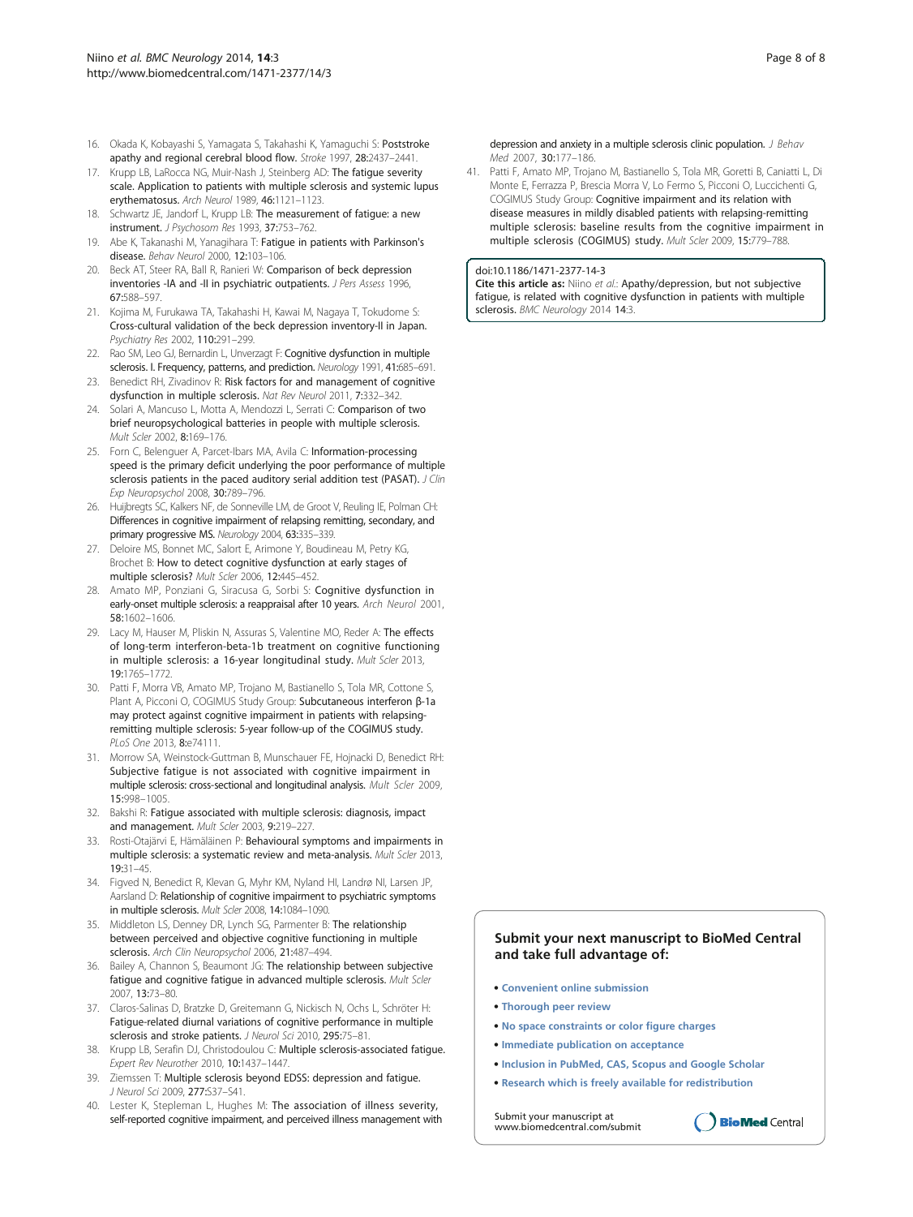16. Okada K, Kobayashi S, Yamagata S, Takahashi K, Yamaguchi S: **Poststroke apathy and regional cerebral blood flow.** *Stroke* 1997, **28:**2437–2441.
17. Krupp LB, LaRocca NG, Muir-Nash J, Steinberg AD: **The fatigue severity scale. Application to patients with multiple sclerosis and systemic lupus erythematosus.** *Arch Neurol* 1989, **46:**1121–1123.
18. Schwartz JE, Jandorf L, Krupp LB: **The measurement of fatigue: a new instrument.** *J Psychosom Res* 1993, **37:**753–762.
19. Abe K, Takanashi M, Yanagihara T: **Fatigue in patients with Parkinson's disease.** *Behav Neurol* 2000, **12:**103–106.
20. Beck AT, Steer RA, Ball R, Ranieri W: **Comparison of beck depression inventories -IA and -II in psychiatric outpatients.** *J Pers Assess* 1996, **67:**588–597.
21. Kojima M, Furukawa TA, Takahashi H, Kawai M, Nagaya T, Tokudome S: **Cross-cultural validation of the beck depression inventory-II in Japan.** *Psychiatry Res* 2002, **110:**291–299.
22. Rao SM, Leo GJ, Bernardin L, Unverzagt F: **Cognitive dysfunction in multiple sclerosis. I. Frequency, patterns, and prediction.** *Neurology* 1991, **41:**685–691.
23. Benedict RH, Zivadinov R: **Risk factors for and management of cognitive dysfunction in multiple sclerosis.** *Nat Rev Neurol* 2011, **7:**332–342.
24. Solari A, Mancuso L, Motta A, Mendozzi L, Serrati C: **Comparison of two brief neuropsychological batteries in people with multiple sclerosis.** *Mult Scler* 2002, **8:**169–176.
25. Forn C, Belenguer A, Parcet-Ibars MA, Avila C: **Information-processing speed is the primary deficit underlying the poor performance of multiple sclerosis patients in the paced auditory serial addition test (PASAT).** *J Clin Exp Neuropsychol* 2008, **30:**789–796.
26. Huijbregts SC, Kalkers NF, de Sonneville LM, de Groot V, Reuling IE, Polman CH: **Differences in cognitive impairment of relapsing remitting, secondary, and primary progressive MS.** *Neurology* 2004, **63:**335–339.
27. Deloire MS, Bonnet MC, Salort E, Arimone Y, Boudineau M, Petry KG, Brochet B: **How to detect cognitive dysfunction at early stages of multiple sclerosis?** *Mult Scler* 2006, **12:**445–452.
28. Amato MP, Ponziani G, Siracusa G, Sorbi S: **Cognitive dysfunction in early-onset multiple sclerosis: a reappraisal after 10 years.** *Arch Neurol* 2001, **58:**1602–1606.
29. Lacy M, Hauser M, Pliskin N, Assuras S, Valentine MO, Reder A: **The effects of long-term interferon-beta-1b treatment on cognitive functioning in multiple sclerosis: a 16-year longitudinal study.** *Mult Scler* 2013, **19:**1765–1772.
30. Patti F, Morra VB, Amato MP, Trojano M, Bastianello S, Tola MR, Cottone S, Plant A, Picconi O, COGIMUS Study Group: **Subcutaneous interferon β-1a may protect against cognitive impairment in patients with relapsing-remitting multiple sclerosis: 5-year follow-up of the COGIMUS study.** *PLoS One* 2013, **8:**e74111.
31. Morrow SA, Weinstock-Guttman B, Munschauer FE, Hojnacki D, Benedict RH: **Subjective fatigue is not associated with cognitive impairment in multiple sclerosis: cross-sectional and longitudinal analysis.** *Mult Scler* 2009, **15:**998–1005.
32. Bakshi R: **Fatigue associated with multiple sclerosis: diagnosis, impact and management.** *Mult Scler* 2003, **9:**219–227.
33. Rosti-Otajärvi E, Hämäläinen P: **Behavioural symptoms and impairments in multiple sclerosis: a systematic review and meta-analysis.** *Mult Scler* 2013, **19:**31–45.
34. Figved N, Benedict R, Klevan G, Myhr KM, Nyland HI, Landrø NI, Larsen JP, Aarsland D: **Relationship of cognitive impairment to psychiatric symptoms in multiple sclerosis.** *Mult Scler* 2008, **14:**1084–1090.
35. Middleton LS, Denney DR, Lynch SG, Parmenter B: **The relationship between perceived and objective cognitive functioning in multiple sclerosis.** *Arch Clin Neuropsychol* 2006, **21:**487–494.
36. Bailey A, Channon S, Beaumont JG: **The relationship between subjective fatigue and cognitive fatigue in advanced multiple sclerosis.** *Mult Scler* 2007, **13:**73–80.
37. Claros-Salinas D, Bratzke D, Greitemann G, Nickisch N, Ochs L, Schröter H: **Fatigue-related diurnal variations of cognitive performance in multiple sclerosis and stroke patients.** *J Neurol Sci* 2010, **295:**75–81.
38. Krupp LB, Serafin DJ, Christodoulou C: **Multiple sclerosis-associated fatigue.** *Expert Rev Neurother* 2010, **10:**1437–1447.
39. Ziemssen T: **Multiple sclerosis beyond EDSS: depression and fatigue.** *J Neurol Sci* 2009, **277:**S37–S41.
40. Lester K, Stepleman L, Hughes M: **The association of illness severity, self-reported cognitive impairment, and perceived illness management with depression and anxiety in a multiple sclerosis clinic population.** *J Behav Med* 2007, **30:**177–186.
41. Patti F, Amato MP, Trojano M, Bastianello S, Tola MR, Goretti B, Caniatti L, Di Monte E, Ferrazza P, Brescia Morra V, Lo Fermo S, Picconi O, Luccichenti G, COGIMUS Study Group: **Cognitive impairment and its relation with disease measures in mildly disabled patients with relapsing-remitting multiple sclerosis: baseline results from the cognitive impairment in multiple sclerosis (COGIMUS) study.** *Mult Scler* 2009, **15:**779–788.

doi:10.1186/1471-2377-14-3

**Cite this article as:** Niino *et al.*: Apathy/depression, but not subjective fatigue, is related with cognitive dysfunction in patients with multiple sclerosis. *BMC Neurology* 2014 **14**:3.

**Submit your next manuscript to BioMed Central and take full advantage of:**

- **Convenient online submission**
- **Thorough peer review**
- **No space constraints or color figure charges**
- **Immediate publication on acceptance**
- **Inclusion in PubMed, CAS, Scopus and Google Scholar**
- **Research which is freely available for redistribution**

Submit your manuscript at
www.biomedcentral.com/submit

BioMed Central